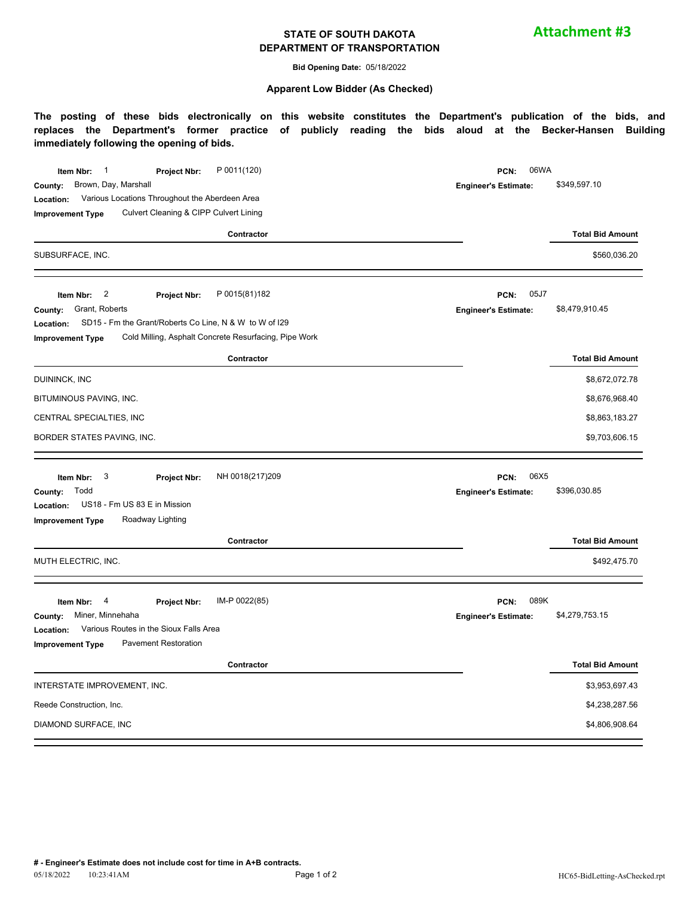**Attachment #3**

# STATE OF SOUTH DAKOTA
# DEPARTMENT OF TRANSPORTATION

**Bid Opening Date:** 05/18/2022

### Apparent Low Bidder (As Checked)

**The posting of these bids electronically on this website constitutes the Department's publication of the bids, and replaces the Department's former practice of publicly reading the bids aloud at the Becker-Hansen Building immediately following the opening of bids.**

---

**Item Nbr:** 1 **Project Nbr:** P 0011(120) **PCN:** 06WA
**County:** Brown, Day, Marshall **Engineer's Estimate:** $349,597.10
**Location:** Various Locations Throughout the Aberdeen Area
**Improvement Type** Culvert Cleaning & CIPP Culvert Lining

| Contractor | Total Bid Amount |
|---|---|
| SUBSURFACE, INC. | $560,036.20 |

---

**Item Nbr:** 2 **Project Nbr:** P 0015(81)182 **PCN:** 05J7
**County:** Grant, Roberts **Engineer's Estimate:** $8,479,910.45
**Location:** SD15 - Fm the Grant/Roberts Co Line, N & W to W of I29
**Improvement Type** Cold Milling, Asphalt Concrete Resurfacing, Pipe Work

| Contractor | Total Bid Amount |
|---|---|
| DUININCK, INC | $8,672,072.78 |
| BITUMINOUS PAVING, INC. | $8,676,968.40 |
| CENTRAL SPECIALTIES, INC | $8,863,183.27 |
| BORDER STATES PAVING, INC. | $9,703,606.15 |

---

**Item Nbr:** 3 **Project Nbr:** NH 0018(217)209 **PCN:** 06X5
**County:** Todd **Engineer's Estimate:** $396,030.85
**Location:** US18 - Fm US 83 E in Mission
**Improvement Type** Roadway Lighting

| Contractor | Total Bid Amount |
|---|---|
| MUTH ELECTRIC, INC. | $492,475.70 |

---

**Item Nbr:** 4 **Project Nbr:** IM-P 0022(85) **PCN:** 089K
**County:** Miner, Minnehaha **Engineer's Estimate:** $4,279,753.15
**Location:** Various Routes in the Sioux Falls Area
**Improvement Type** Pavement Restoration

| Contractor | Total Bid Amount |
|---|---|
| INTERSTATE IMPROVEMENT, INC. | $3,953,697.43 |
| Reede Construction, Inc. | $4,238,287.56 |
| DIAMOND SURFACE, INC | $4,806,908.64 |

---

**# - Engineer's Estimate does not include cost for time in A+B contracts.**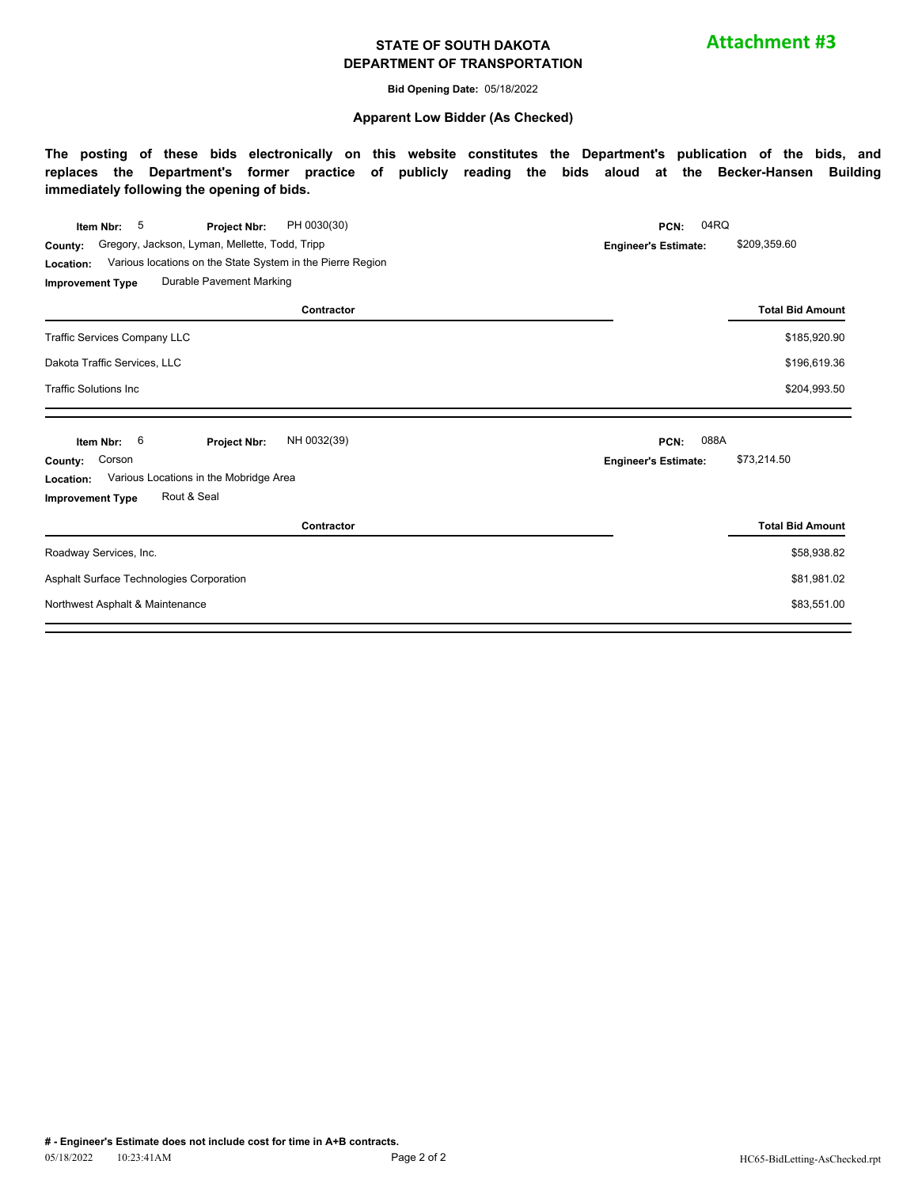**Attachment #3**

**STATE OF SOUTH DAKOTA**
**DEPARTMENT OF TRANSPORTATION**

**Bid Opening Date:** 05/18/2022

**Apparent Low Bidder (As Checked)**

**The posting of these bids electronically on this website constitutes the Department's publication of the bids, and replaces the Department's former practice of publicly reading the bids aloud at the Becker-Hansen Building immediately following the opening of bids.**

**Item Nbr:** 5 **Project Nbr:** PH 0030(30) **PCN:** 04RQ
**County:** Gregory, Jackson, Lyman, Mellette, Todd, Tripp **Engineer's Estimate:** $209,359.60
**Location:** Various locations on the State System in the Pierre Region
**Improvement Type** Durable Pavement Marking

| Contractor | Total Bid Amount |
|---|---|
| Traffic Services Company LLC | $185,920.90 |
| Dakota Traffic Services, LLC | $196,619.36 |
| Traffic Solutions Inc | $204,993.50 |

**Item Nbr:** 6 **Project Nbr:** NH 0032(39) **PCN:** 088A
**County:** Corson **Engineer's Estimate:** $73,214.50
**Location:** Various Locations in the Mobridge Area
**Improvement Type** Rout & Seal

| Contractor | Total Bid Amount |
|---|---|
| Roadway Services, Inc. | $58,938.82 |
| Asphalt Surface Technologies Corporation | $81,981.02 |
| Northwest Asphalt & Maintenance | $83,551.00 |

**# - Engineer's Estimate does not include cost for time in A+B contracts.**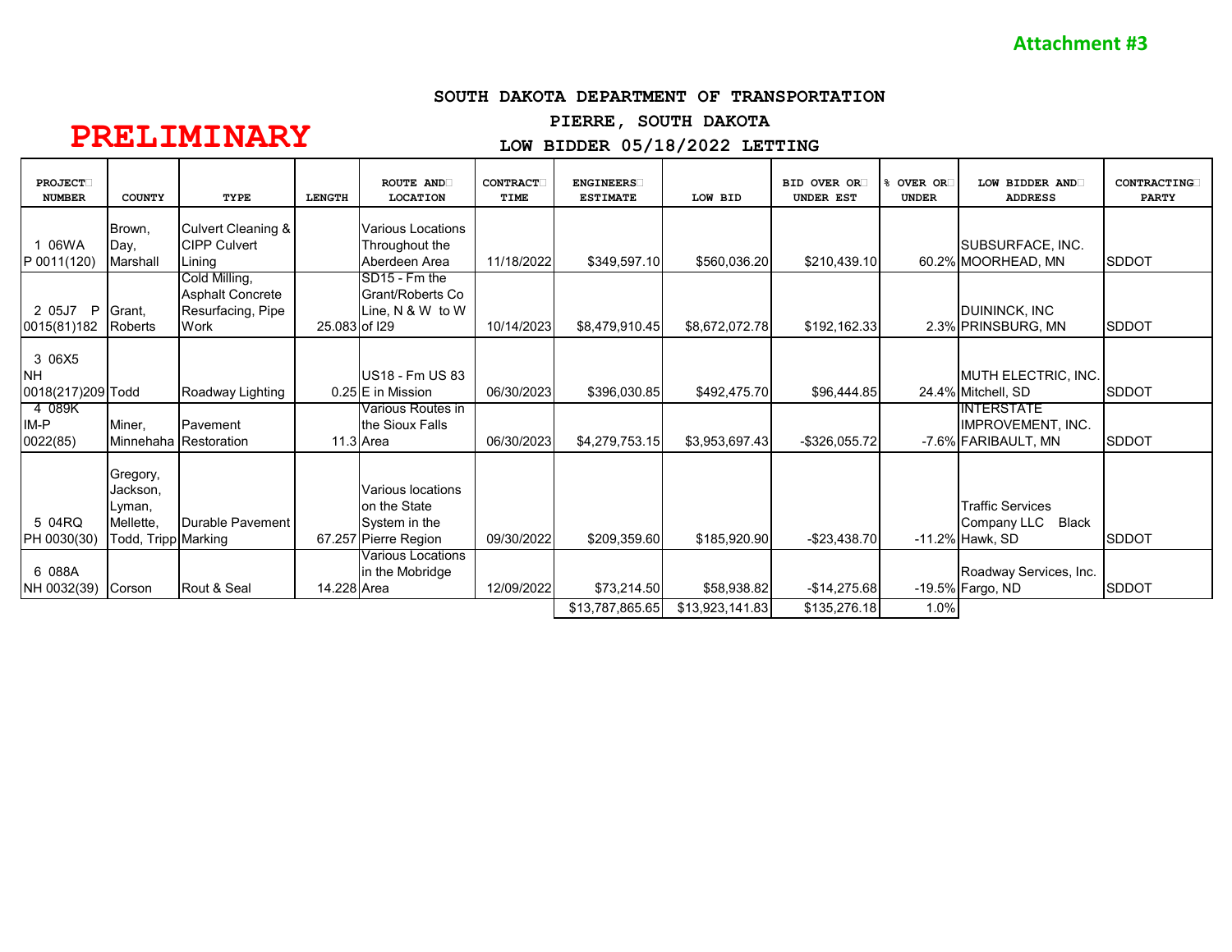**Attachment #3**

# PRELIMINARY

**SOUTH DAKOTA DEPARTMENT OF TRANSPORTATION**

**PIERRE, SOUTH DAKOTA**

**LOW BIDDER 05/18/2022 LETTING**

| PROJECT NUMBER | COUNTY | TYPE | LENGTH | ROUTE AND LOCATION | CONTRACT TIME | ENGINEERS ESTIMATE | LOW BID | BID OVER OR UNDER EST | % OVER OR UNDER | LOW BIDDER AND ADDRESS | CONTRACTING PARTY |
|---|---|---|---|---|---|---|---|---|---|---|---|
| 1 06WA P 0011(120) | Brown, Day, Marshall | Culvert Cleaning & CIPP Culvert Lining | | Various Locations Throughout the Aberdeen Area | 11/18/2022 | $349,597.10 | $560,036.20 | $210,439.10 | 60.2% | SUBSURFACE, INC. MOORHEAD, MN | SDDOT |
| 2 05J7 P 0015(81)182 | Grant, Roberts | Cold Milling, Asphalt Concrete Resurfacing, Pipe Work | 25.083 | SD15 - Fm the Grant/Roberts Co Line, N & W to W of I29 | 10/14/2023 | $8,479,910.45 | $8,672,072.78 | $192,162.33 | 2.3% | DUININCK, INC PRINSBURG, MN | SDDOT |
| 3 06X5 NH 0018(217)209 | Todd | Roadway Lighting | 0.25 | US18 - Fm US 83 E in Mission | 06/30/2023 | $396,030.85 | $492,475.70 | $96,444.85 | 24.4% | MUTH ELECTRIC, INC. Mitchell, SD | SDDOT |
| 4 089K IM-P 0022(85) | Miner, Minnehaha | Pavement Restoration | 11.3 | Various Routes in the Sioux Falls Area | 06/30/2023 | $4,279,753.15 | $3,953,697.43 | -$326,055.72 | -7.6% | INTERSTATE IMPROVEMENT, INC. FARIBAULT, MN | SDDOT |
| 5 04RQ PH 0030(30) | Gregory, Jackson, Lyman, Mellette, Todd, Tripp | Durable Pavement Marking | 67.257 | Various locations on the State System in the Pierre Region | 09/30/2022 | $209,359.60 | $185,920.90 | -$23,438.70 | -11.2% | Traffic Services Company LLC Black Hawk, SD | SDDOT |
| 6 088A NH 0032(39) | Corson | Rout & Seal | 14.228 | Various Locations in the Mobridge Area | 12/09/2022 | $73,214.50 | $58,938.82 | -$14,275.68 | -19.5% | Roadway Services, Inc. Fargo, ND | SDDOT |
| | | | | | | $13,787,865.65 | $13,923,141.83 | $135,276.18 | 1.0% | | |